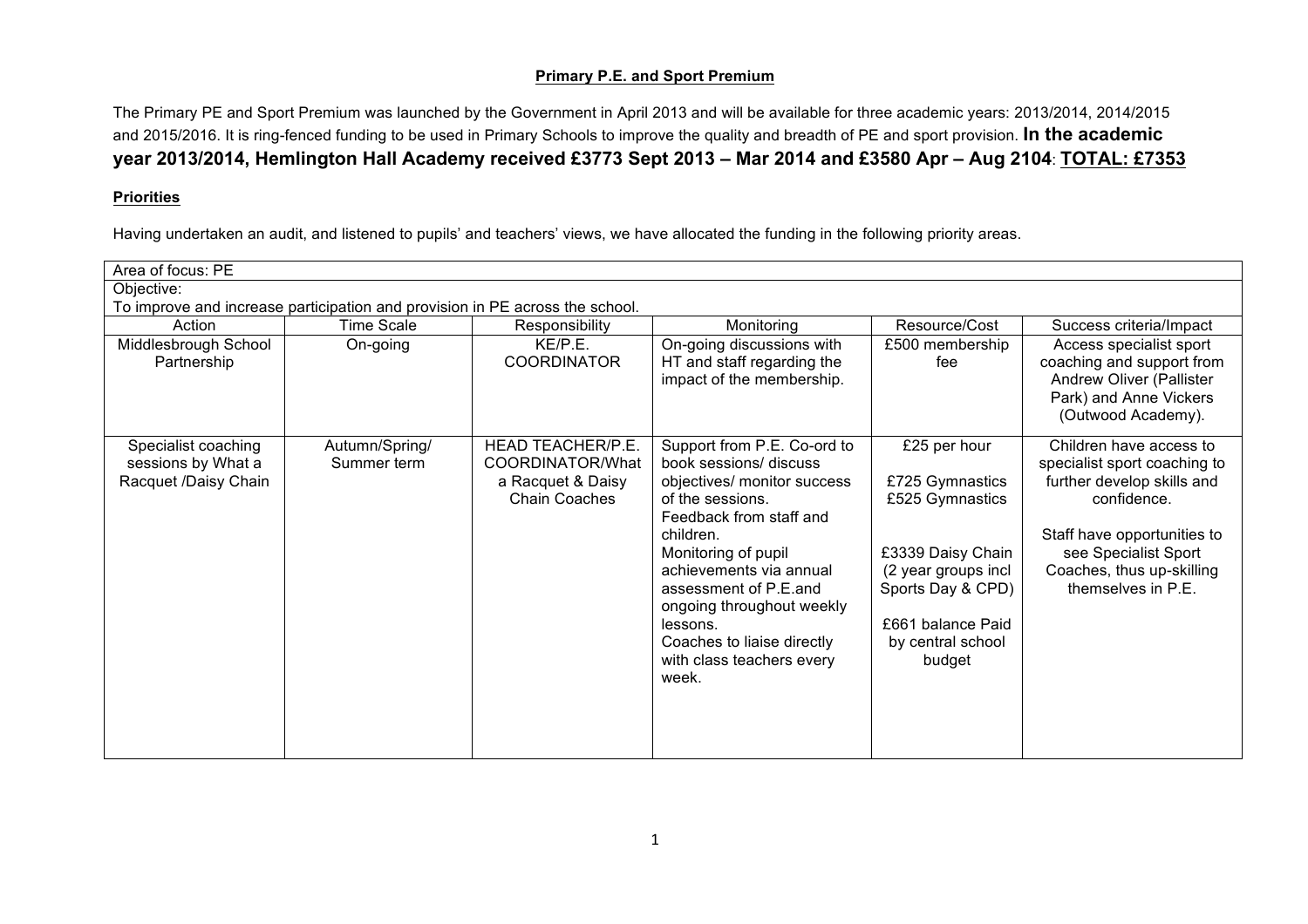**Primary P.E. and Sport Premium**

The Primary PE and Sport Premium was launched by the Government in April 2013 and will be available for three academic years: 2013/2014, 2014/2015 and 2015/2016. It is ring-fenced funding to be used in Primary Schools to improve the quality and breadth of PE and sport provision. **In the academic year 2013/2014, Hemlington Hall Academy received £3773 Sept 2013 – Mar 2014 and £3580 Apr – Aug 2104**: **TOTAL: £7353**

**Priorities**

Having undertaken an audit, and listened to pupils' and teachers' views, we have allocated the funding in the following priority areas.

| Area of focus: PE | | | | | |
|---|---|---|---|---|---|
| Objective:<br>To improve and increase participation and provision in PE across the school. | | | | | |
| Action | Time Scale | Responsibility | Monitoring | Resource/Cost | Success criteria/Impact |
| Middlesbrough School Partnership | On-going | KE/P.E. COORDINATOR | On-going discussions with HT and staff regarding the impact of the membership. | £500 membership fee | Access specialist sport coaching and support from Andrew Oliver (Pallister Park) and Anne Vickers (Outwood Academy). |
| Specialist coaching sessions by What a Racquet /Daisy Chain | Autumn/Spring/ Summer term | HEAD TEACHER/P.E. COORDINATOR/What a Racquet & Daisy Chain Coaches | Support from P.E. Co-ord to book sessions/ discuss objectives/ monitor success of the sessions.<br>Feedback from staff and children.<br>Monitoring of pupil achievements via annual assessment of P.E.and ongoing throughout weekly lessons.<br>Coaches to liaise directly with class teachers every week. | £25 per hour<br><br>£725 Gymnastics<br>£525 Gymnastics<br><br>£3339 Daisy Chain (2 year groups incl Sports Day & CPD)<br><br>£661 balance Paid by central school budget | Children have access to specialist sport coaching to further develop skills and confidence.<br><br>Staff have opportunities to see Specialist Sport Coaches, thus up-skilling themselves in P.E. |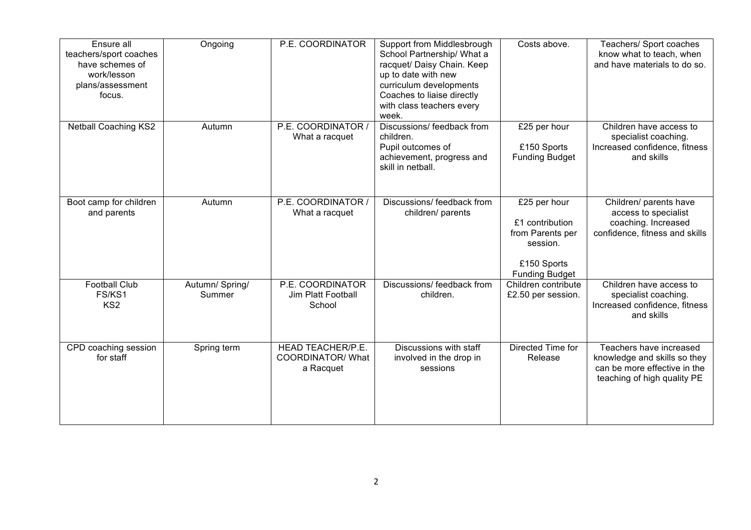| Ensure all teachers/sport coaches have schemes of work/lesson plans/assessment focus. | Ongoing | P.E. COORDINATOR | Support from Middlesbrough School Partnership/ What a racquet/ Daisy Chain. Keep up to date with new curriculum developments Coaches to liaise directly with class teachers every week. | Costs above. | Teachers/ Sport coaches know what to teach, when and have materials to do so. |
|---|---|---|---|---|---|
| Netball Coaching KS2 | Autumn | P.E. COORDINATOR / What a racquet | Discussions/ feedback from children.<br>Pupil outcomes of achievement, progress and skill in netball. | £25 per hour<br><br>£150 Sports Funding Budget | Children have access to specialist coaching. Increased confidence, fitness and skills |
| Boot camp for children and parents | Autumn | P.E. COORDINATOR / What a racquet | Discussions/ feedback from children/ parents | £25 per hour<br><br>£1 contribution from Parents per session.<br><br>£150 Sports Funding Budget | Children/ parents have access to specialist coaching. Increased confidence, fitness and skills |
| Football Club FS/KS1<br>KS2 | Autumn/ Spring/ Summer | P.E. COORDINATOR Jim Platt Football School | Discussions/ feedback from children. | Children contribute £2.50 per session. | Children have access to specialist coaching. Increased confidence, fitness and skills |
| CPD coaching session for staff | Spring term | HEAD TEACHER/P.E. COORDINATOR/ What a Racquet | Discussions with staff involved in the drop in sessions | Directed Time for Release | Teachers have increased knowledge and skills so they can be more effective in the teaching of high quality PE |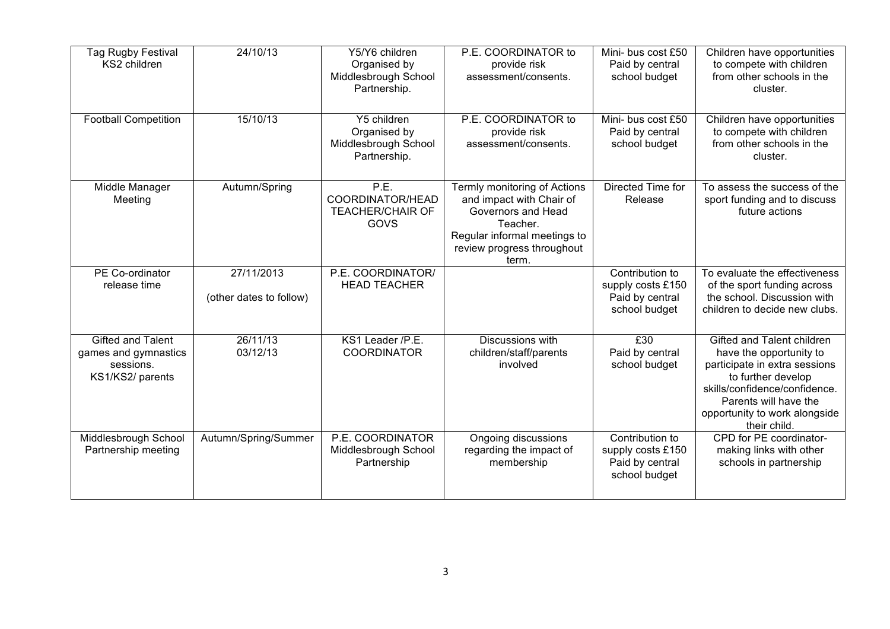| Tag Rugby Festival KS2 children | 24/10/13 | Y5/Y6 children Organised by Middlesbrough School Partnership. | P.E. COORDINATOR to provide risk assessment/consents. | Mini- bus cost £50 Paid by central school budget | Children have opportunities to compete with children from other schools in the cluster. |
|---|---|---|---|---|---|
| Football Competition | 15/10/13 | Y5 children Organised by Middlesbrough School Partnership. | P.E. COORDINATOR to provide risk assessment/consents. | Mini- bus cost £50 Paid by central school budget | Children have opportunities to compete with children from other schools in the cluster. |
| Middle Manager Meeting | Autumn/Spring | P.E. COORDINATOR/HEAD TEACHER/CHAIR OF GOVS | Termly monitoring of Actions and impact with Chair of Governors and Head Teacher. Regular informal meetings to review progress throughout term. | Directed Time for Release | To assess the success of the sport funding and to discuss future actions |
| PE Co-ordinator release time | 27/11/2013 (other dates to follow) | P.E. COORDINATOR/ HEAD TEACHER | | Contribution to supply costs £150 Paid by central school budget | To evaluate the effectiveness of the sport funding across the school. Discussion with children to decide new clubs. |
| Gifted and Talent games and gymnastics sessions. KS1/KS2/ parents | 26/11/13 03/12/13 | KS1 Leader /P.E. COORDINATOR | Discussions with children/staff/parents involved | £30 Paid by central school budget | Gifted and Talent children have the opportunity to participate in extra sessions to further develop skills/confidence/confidence. Parents will have the opportunity to work alongside their child. |
| Middlesbrough School Partnership meeting | Autumn/Spring/Summer | P.E. COORDINATOR Middlesbrough School Partnership | Ongoing discussions regarding the impact of membership | Contribution to supply costs £150 Paid by central school budget | CPD for PE coordinator- making links with other schools in partnership |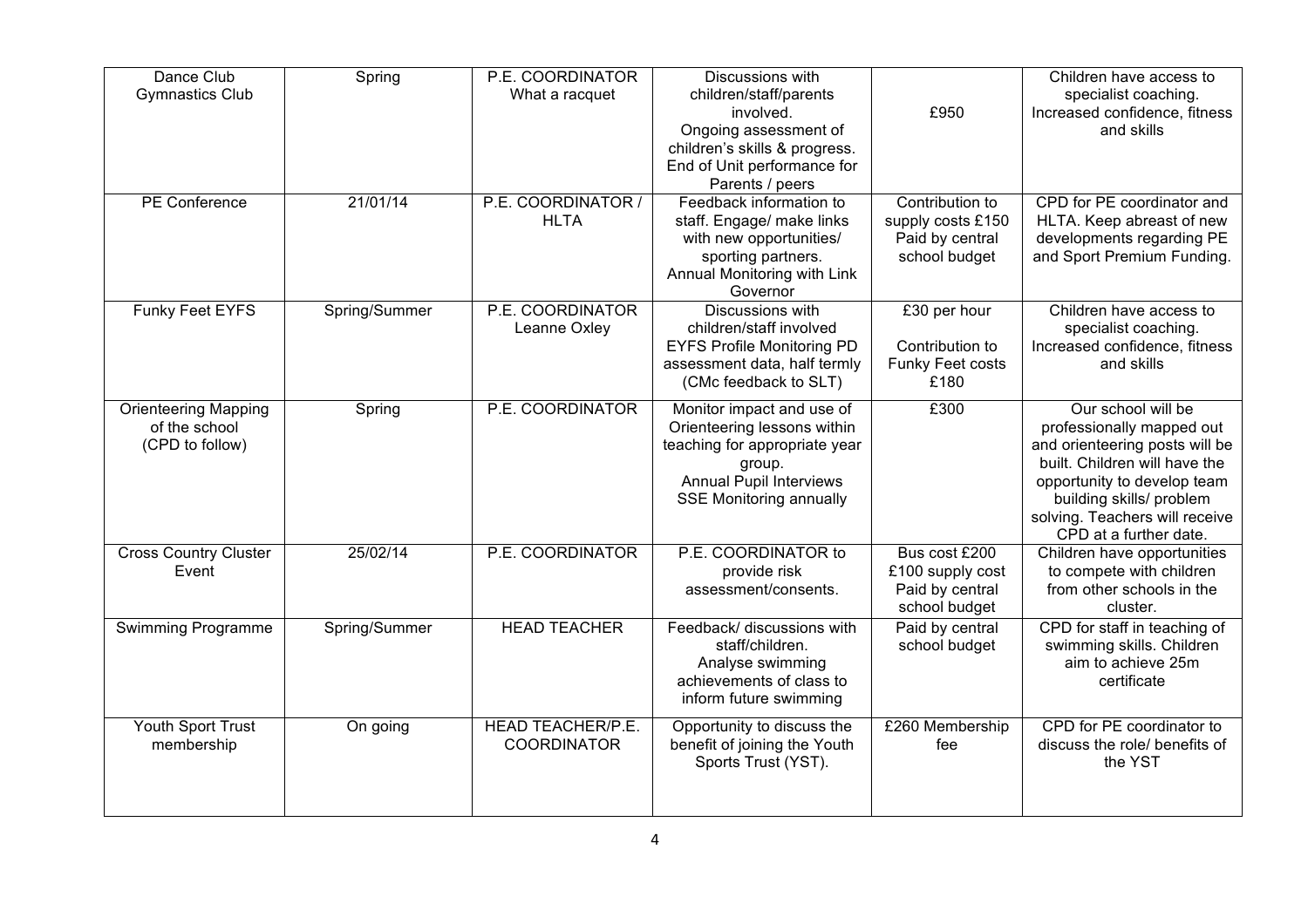| | | | | | |
|---|---|---|---|---|---|
| Dance Club<br>Gymnastics Club | Spring | P.E. COORDINATOR<br>What a racquet | Discussions with children/staff/parents involved.<br>Ongoing assessment of children's skills & progress.<br>End of Unit performance for Parents / peers | £950 | Children have access to specialist coaching.<br>Increased confidence, fitness and skills |
| PE Conference | 21/01/14 | P.E. COORDINATOR / HLTA | Feedback information to staff. Engage/ make links with new opportunities/ sporting partners.<br>Annual Monitoring with Link Governor | Contribution to supply costs £150<br>Paid by central school budget | CPD for PE coordinator and HLTA. Keep abreast of new developments regarding PE and Sport Premium Funding. |
| Funky Feet EYFS | Spring/Summer | P.E. COORDINATOR<br>Leanne Oxley | Discussions with children/staff involved<br>EYFS Profile Monitoring PD assessment data, half termly (CMc feedback to SLT) | £30 per hour<br><br>Contribution to Funky Feet costs £180 | Children have access to specialist coaching.<br>Increased confidence, fitness and skills |
| Orienteering Mapping of the school<br>(CPD to follow) | Spring | P.E. COORDINATOR | Monitor impact and use of Orienteering lessons within teaching for appropriate year group.<br>Annual Pupil Interviews<br>SSE Monitoring annually | £300 | Our school will be professionally mapped out and orienteering posts will be built. Children will have the opportunity to develop team building skills/ problem solving. Teachers will receive CPD at a further date. |
| Cross Country Cluster Event | 25/02/14 | P.E. COORDINATOR | P.E. COORDINATOR to provide risk assessment/consents. | Bus cost £200<br>£100 supply cost<br>Paid by central school budget | Children have opportunities to compete with children from other schools in the cluster. |
| Swimming Programme | Spring/Summer | HEAD TEACHER | Feedback/ discussions with staff/children.<br>Analyse swimming achievements of class to inform future swimming | Paid by central school budget | CPD for staff in teaching of swimming skills. Children aim to achieve 25m certificate |
| Youth Sport Trust membership | On going | HEAD TEACHER/P.E. COORDINATOR | Opportunity to discuss the benefit of joining the Youth Sports Trust (YST). | £260 Membership fee | CPD for PE coordinator to discuss the role/ benefits of the YST |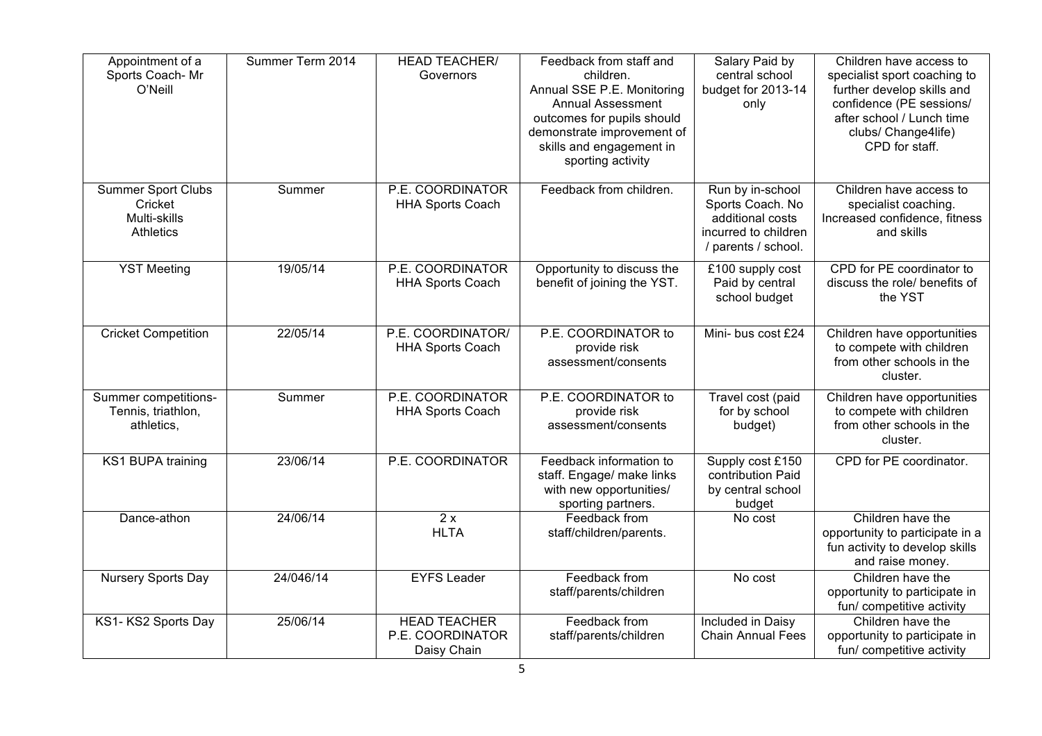| Appointment of a Sports Coach- Mr O'Neill | Summer Term 2014 | HEAD TEACHER/ Governors | Feedback from staff and children. Annual SSE P.E. Monitoring Annual Assessment outcomes for pupils should demonstrate improvement of skills and engagement in sporting activity | Salary Paid by central school budget for 2013-14 only | Children have access to specialist sport coaching to further develop skills and confidence (PE sessions/ after school / Lunch time clubs/ Change4life) CPD for staff. |
|---|---|---|---|---|---|
| Summer Sport Clubs Cricket Multi-skills Athletics | Summer | P.E. COORDINATOR HHA Sports Coach | Feedback from children. | Run by in-school Sports Coach. No additional costs incurred to children / parents / school. | Children have access to specialist coaching. Increased confidence, fitness and skills |
| YST Meeting | 19/05/14 | P.E. COORDINATOR HHA Sports Coach | Opportunity to discuss the benefit of joining the YST. | £100 supply cost Paid by central school budget | CPD for PE coordinator to discuss the role/ benefits of the YST |
| Cricket Competition | 22/05/14 | P.E. COORDINATOR/ HHA Sports Coach | P.E. COORDINATOR to provide risk assessment/consents | Mini- bus cost £24 | Children have opportunities to compete with children from other schools in the cluster. |
| Summer competitions- Tennis, triathlon, athletics, | Summer | P.E. COORDINATOR HHA Sports Coach | P.E. COORDINATOR to provide risk assessment/consents | Travel cost (paid for by school budget) | Children have opportunities to compete with children from other schools in the cluster. |
| KS1 BUPA training | 23/06/14 | P.E. COORDINATOR | Feedback information to staff. Engage/ make links with new opportunities/ sporting partners. | Supply cost £150 contribution Paid by central school budget | CPD for PE coordinator. |
| Dance-athon | 24/06/14 | 2 x HLTA | Feedback from staff/children/parents. | No cost | Children have the opportunity to participate in a fun activity to develop skills and raise money. |
| Nursery Sports Day | 24/046/14 | EYFS Leader | Feedback from staff/parents/children | No cost | Children have the opportunity to participate in fun/ competitive activity |
| KS1- KS2 Sports Day | 25/06/14 | HEAD TEACHER P.E. COORDINATOR Daisy Chain | Feedback from staff/parents/children | Included in Daisy Chain Annual Fees | Children have the opportunity to participate in fun/ competitive activity |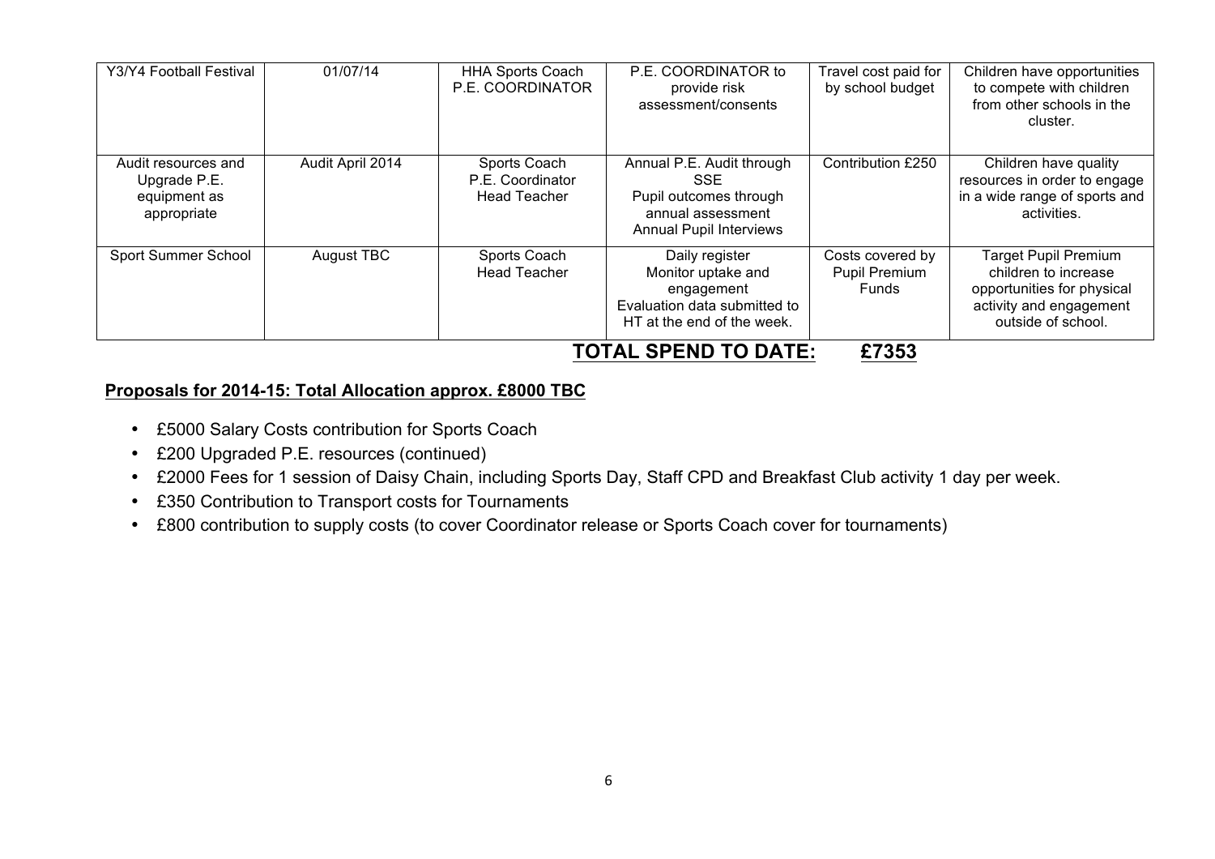| | | | | | |
|---|---|---|---|---|---|
| Y3/Y4 Football Festival | 01/07/14 | HHA Sports Coach P.E. COORDINATOR | P.E. COORDINATOR to provide risk assessment/consents | Travel cost paid for by school budget | Children have opportunities to compete with children from other schools in the cluster. |
| Audit resources and Upgrade P.E. equipment as appropriate | Audit April 2014 | Sports Coach P.E. Coordinator Head Teacher | Annual P.E. Audit through SSE Pupil outcomes through annual assessment Annual Pupil Interviews | Contribution £250 | Children have quality resources in order to engage in a wide range of sports and activities. |
| Sport Summer School | August TBC | Sports Coach Head Teacher | Daily register Monitor uptake and engagement Evaluation data submitted to HT at the end of the week. | Costs covered by Pupil Premium Funds | Target Pupil Premium children to increase opportunities for physical activity and engagement outside of school. |

**TOTAL SPEND TO DATE: £7353**

**Proposals for 2014-15: Total Allocation approx. £8000 TBC**

- £5000 Salary Costs contribution for Sports Coach
- £200 Upgraded P.E. resources (continued)
- £2000 Fees for 1 session of Daisy Chain, including Sports Day, Staff CPD and Breakfast Club activity 1 day per week.
- £350 Contribution to Transport costs for Tournaments
- £800 contribution to supply costs (to cover Coordinator release or Sports Coach cover for tournaments)